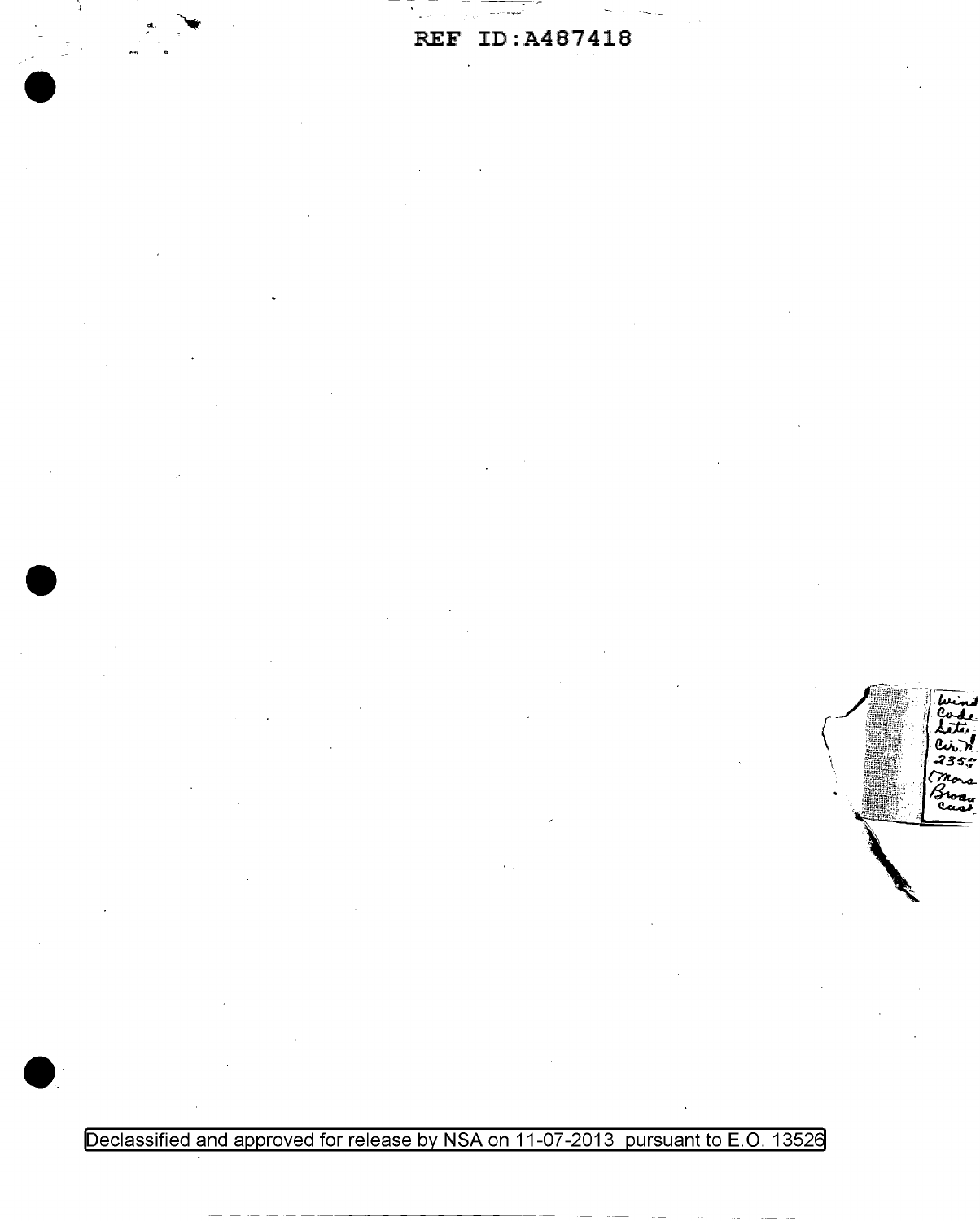Wind Code Setu Cir. N 2357 (Mors Broad cast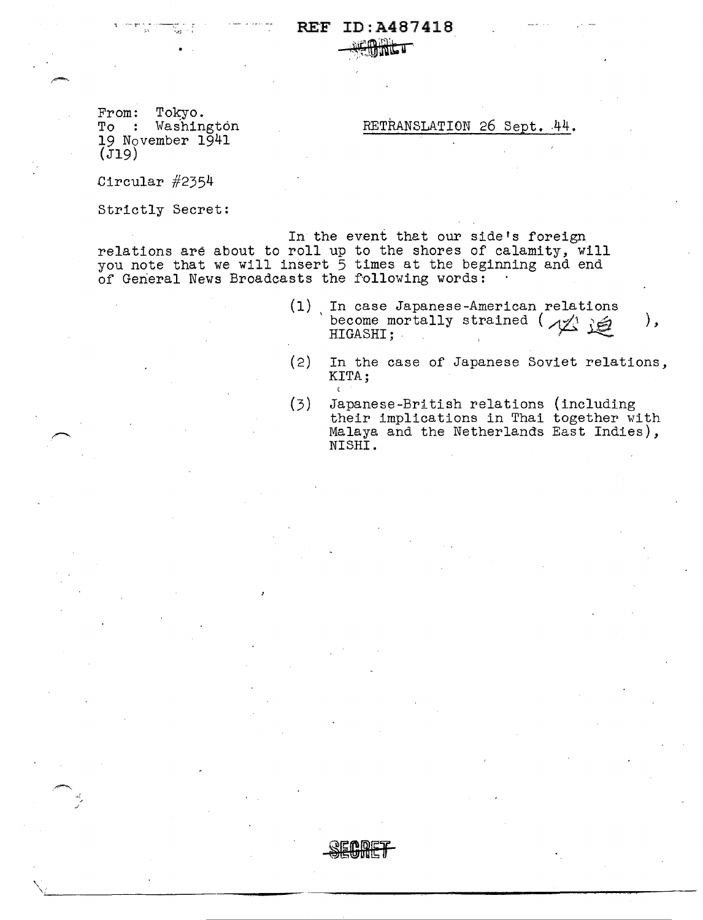REF ID:A487418

SECRET

From: Tokyo.
To : Washington
19 November 1941
(J19)

RETRANSLATION 26 Sept. 44.

Circular #2354

Strictly Secret:

In the event that our side's foreign relations are about to roll up to the shores of calamity, will you note that we will insert 5 times at the beginning and end of General News Broadcasts the following words:

(1) In case Japanese-American relations become mortally strained (必迫), HIGASHI;

(2) In the case of Japanese Soviet relations, KITA;

(3) Japanese-British relations (including their implications in Thai together with Malaya and the Netherlands East Indies), NISHI.

SECRET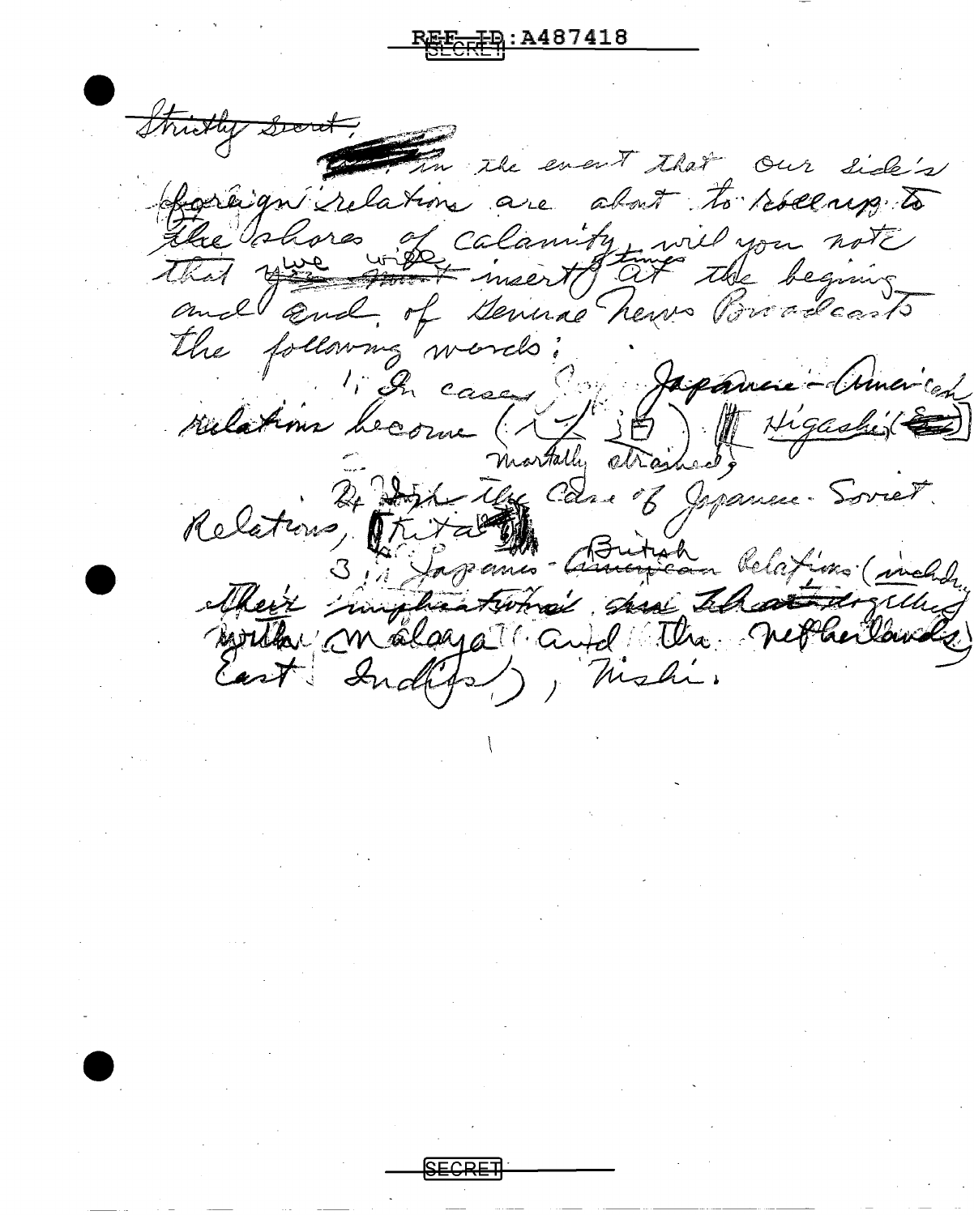~~Strictly secret,~~

In the event that our side's foreign relations are about to roll up to the shores of calamity, will you note that ~~you~~ we ~~will~~ will insert (times) at the begining and end of General News Broadcasts the following words:

1. In case of Japanese-American relations become (mortally strained), Higashi

2. In the case of Japanese-Soviet Relations, Kita

3. Japanese-~~American~~ British Relations (including their implications also ~~that~~ dealing with Malaya and the Netherlands East Indies), Nishi.

SECRET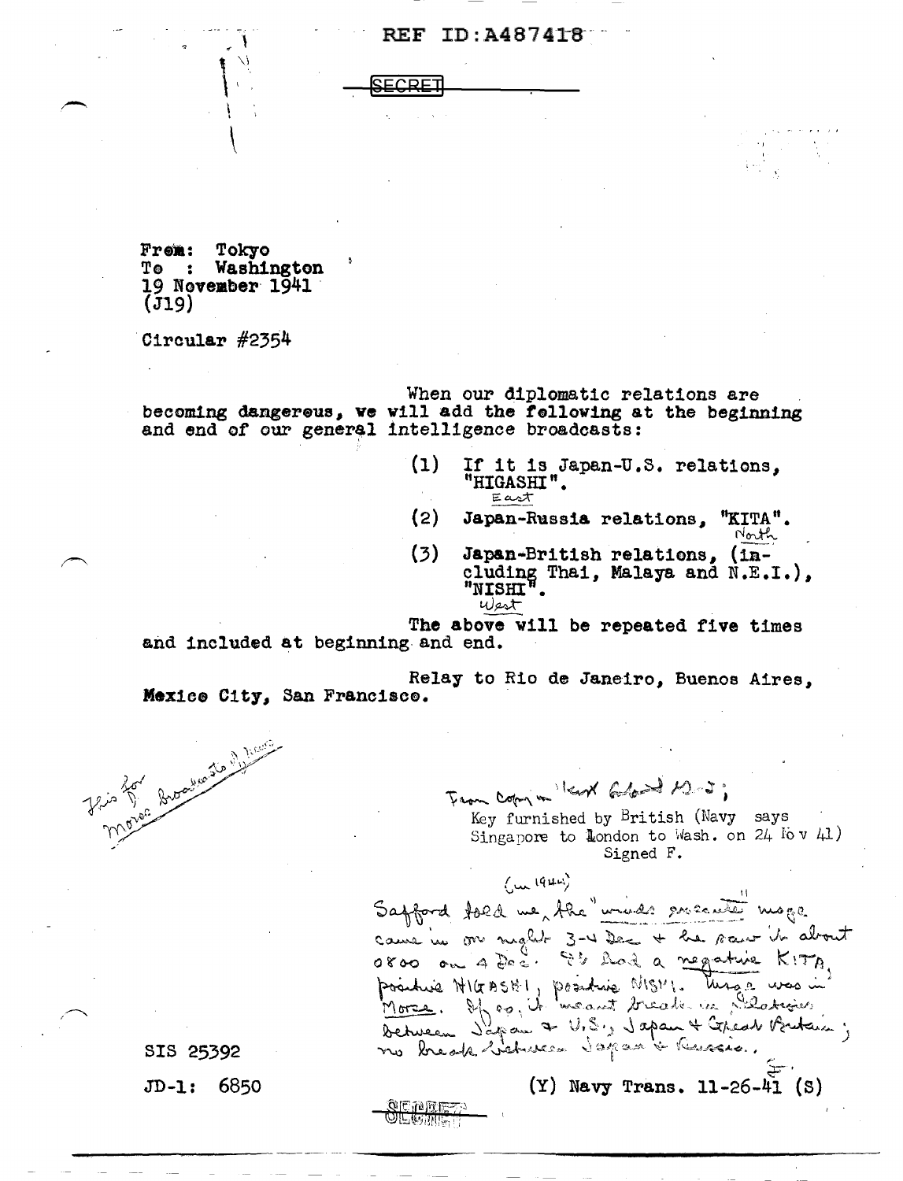REF ID:A487418

SECRET

From: Tokyo
To : Washington
19 November 1941
(J19)

Circular #2354

When our diplomatic relations are becoming dangerous, we will add the following at the beginning and end of our general intelligence broadcasts:

(1) If it is Japan-U.S. relations, "HIGASHI".
East

(2) Japan-Russia relations, "KITA".
North

(3) Japan-British relations, (including Thai, Malaya and N.E.I.), "NISHI".
West

The above will be repeated five times and included at beginning and end.

Relay to Rio de Janeiro, Buenos Aires, Mexico City, San Francisco.

This for Morse broadcasts of news

From copy in Kent ... ;
Key furnished by British (Navy says Singapore to London to Wash. on 24 Nov 41)
Signed F.

(in 1944)
Safford told me, the "winds execute" msg. came in on night 3-4 Dec + he saw it about 0800 on 4 Dec. It had a negative KITA, positive HIGASHI, positive NISHI. Msg was in Morse. If so, it meant break in relations between Japan + U.S., Japan + Great Britain; no break between Japan + Russia.

SIS 25392

JD-1: 6850

(Y) Navy Trans. 11-26-41 (S)

SECRET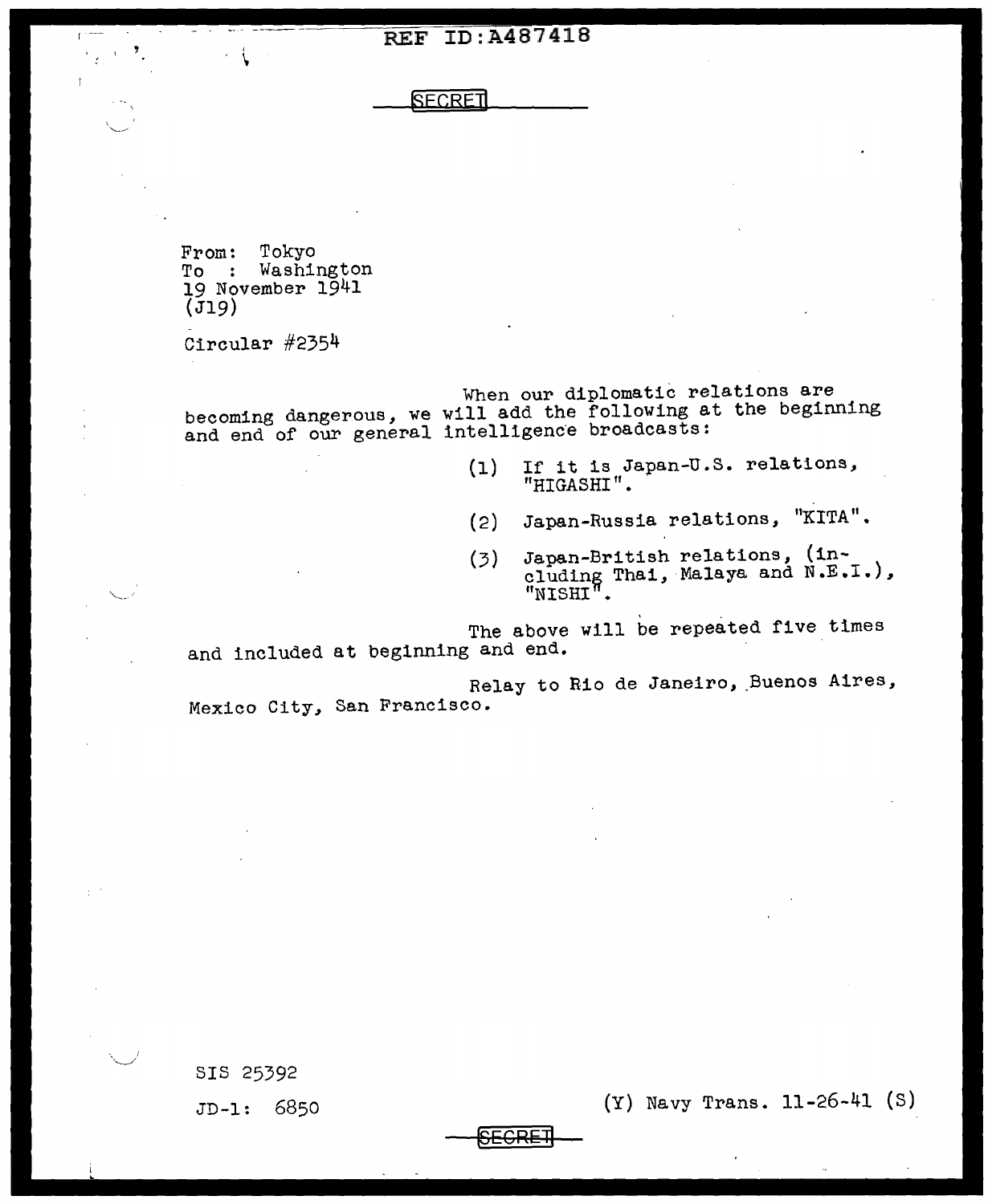REF ID:A487418

SECRET

From: Tokyo
To : Washington
19 November 1941
(J19)

Circular #2354

When our diplomatic relations are becoming dangerous, we will add the following at the beginning and end of our general intelligence broadcasts:

(1) If it is Japan-U.S. relations, "HIGASHI".

(2) Japan-Russia relations, "KITA".

(3) Japan-British relations, (including Thai, Malaya and N.E.I.), "NISHI".

The above will be repeated five times and included at beginning and end.

Relay to Rio de Janeiro, Buenos Aires, Mexico City, San Francisco.

SIS 25392

JD-1: 6850

(Y) Navy Trans. 11-26-41 (S)

SECRET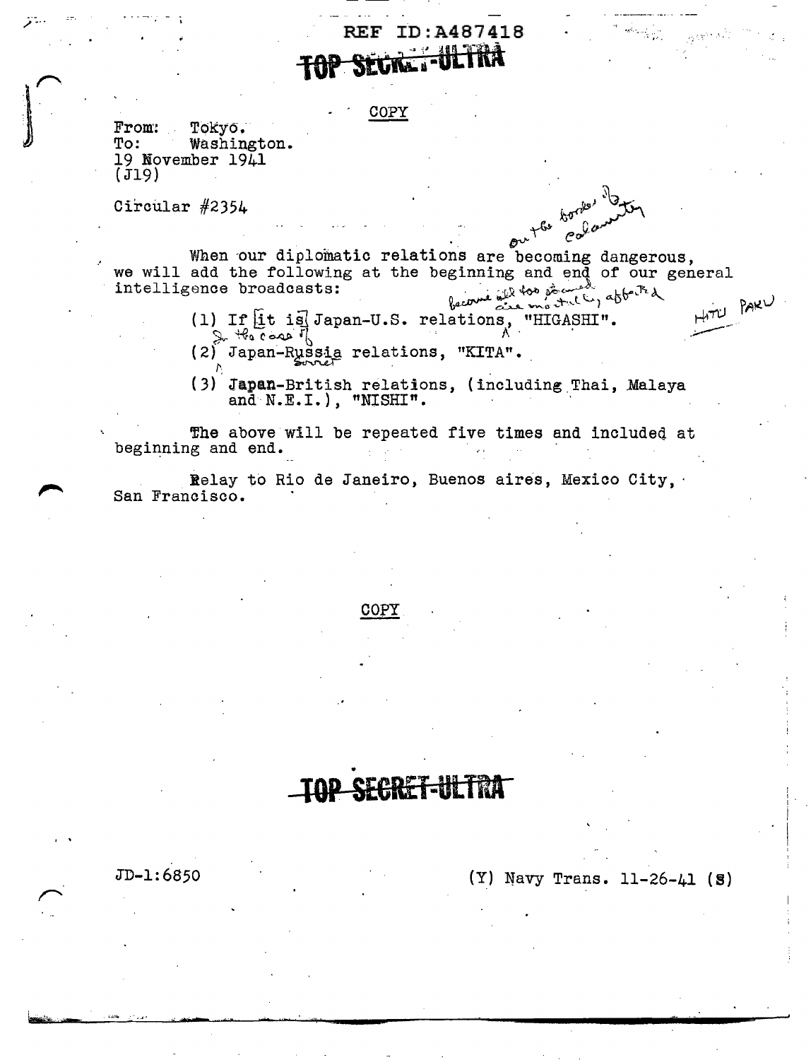REF ID:A487418

~~TOP SECRET-ULTRA~~

COPY

From: Tokyo.
To: Washington.
19 November 1941
(J19)

Circular #2354

When our diplomatic relations are becoming dangerous, we will add the following at the beginning and end of our general intelligence broadcasts:

(1) If [it is] Japan-U.S. relations, "HIGASHI".

(2) Japan-Russia relations, "KITA".

(3) Japan-British relations, (including Thai, Malaya and N.E.I.), "NISHI".

The above will be repeated five times and included at beginning and end.

Relay to Rio de Janeiro, Buenos aires, Mexico City, San Francisco.

COPY

~~TOP SECRET-ULTRA~~

JD-1:6850

(Y) Navy Trans. 11-26-41 (S)